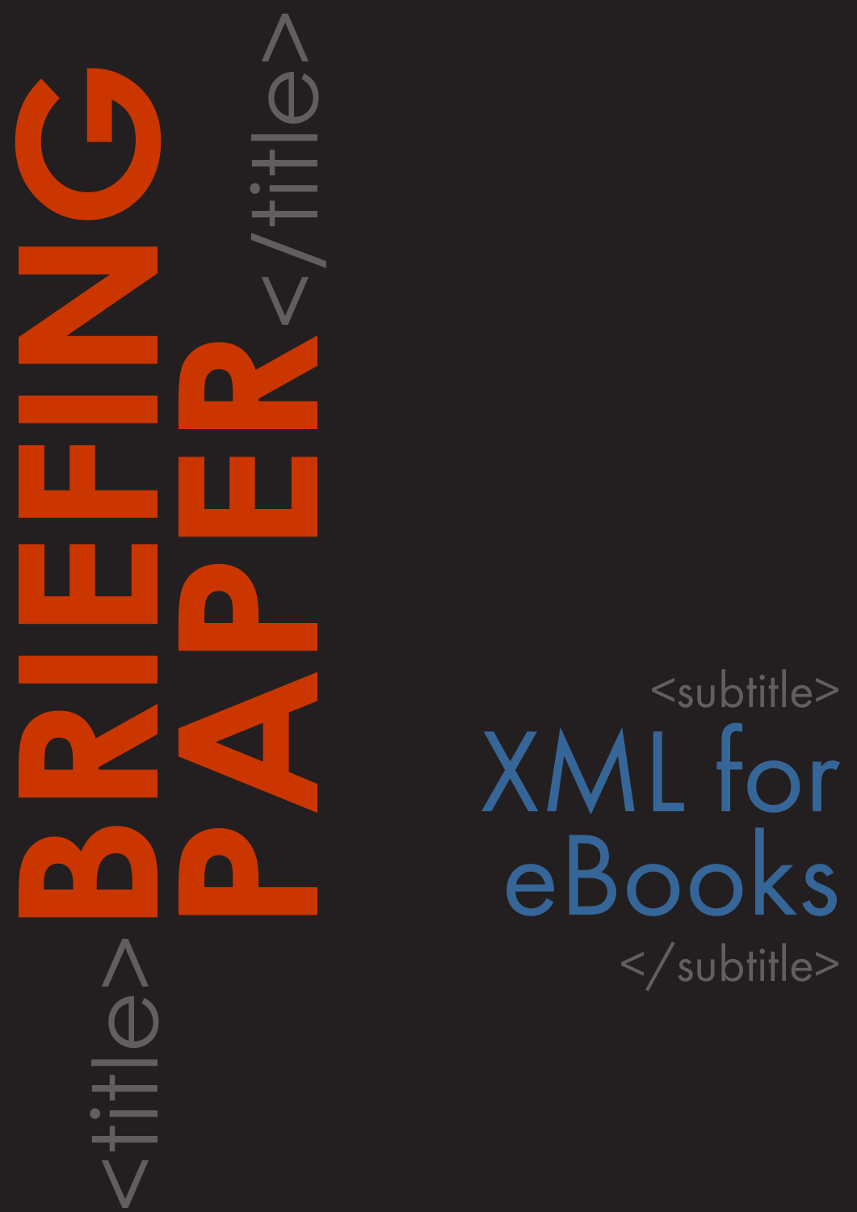<title>

# BRIEFING PAPER

</title>

<subtitle>

## XML for eBooks

</subtitle>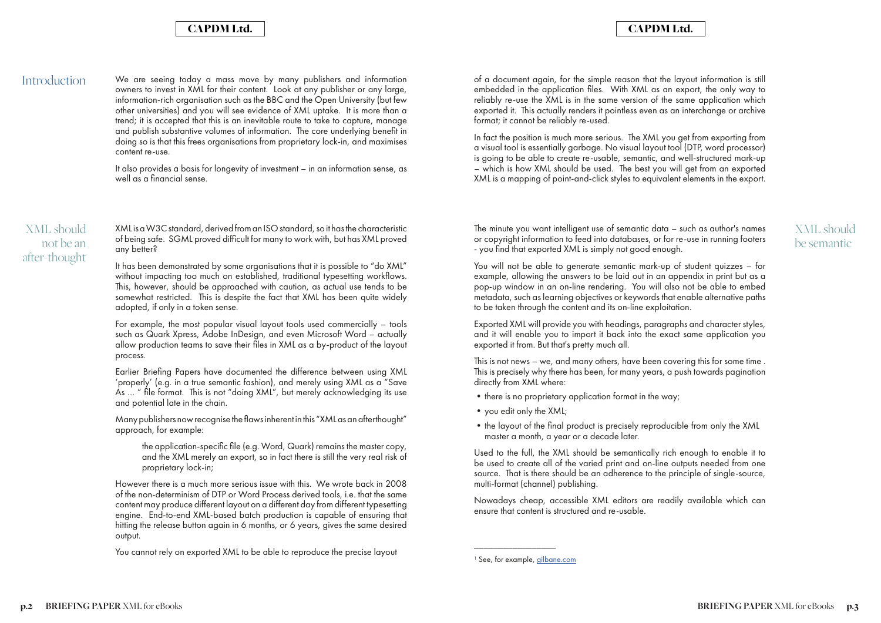## Introduction

We are seeing today a mass move by many publishers and information owners to invest in XML for their content. Look at any publisher or any large, information-rich organisation such as the BBC and the Open University (but few other universities) and you will see evidence of XML uptake. It is more than a trend; it is accepted that this is an inevitable route to take to capture, manage and publish substantive volumes of information. The core underlying benefit in doing so is that this frees organisations from proprietary lock-in, and maximises content re-use.

It also provides a basis for longevity of investment – in an information sense, as well as a financial sense.

## XML should not be an after-thought

XML is a W3C standard, derived from an ISO standard, so it has the characteristic of being safe. SGML proved difficult for many to work with, but has XML proved any better?

It has been demonstrated by some organisations that it is possible to "do XML" without impacting too much on established, traditional typesetting workflows. This, however, should be approached with caution, as actual use tends to be somewhat restricted. This is despite the fact that XML has been quite widely adopted, if only in a token sense.

For example, the most popular visual layout tools used commercially – tools such as Quark Xpress, Adobe InDesign, and even Microsoft Word – actually allow production teams to save their files in XML as a by-product of the layout process.

Earlier Briefing Papers have documented the difference between using XML 'properly' (e.g. in a true semantic fashion), and merely using XML as a "Save As ... " file format. This is not "doing XML", but merely acknowledging its use and potential late in the chain.

Many publishers now recognise the flaws inherent in this "XML as an afterthought" approach, for example:

> the application-specific file (e.g. Word, Quark) remains the master copy, and the XML merely an export, so in fact there is still the very real risk of proprietary lock-in;

However there is a much more serious issue with this. We wrote back in 2008 of the non-determinism of DTP or Word Process derived tools, i.e. that the same content may produce different layout on a different day from different typesetting engine. End-to-end XML-based batch production is capable of ensuring that hitting the release button again in 6 months, or 6 years, gives the same desired output.

You cannot rely on exported XML to be able to reproduce the precise layout of a document again, for the simple reason that the layout information is still embedded in the application files. With XML as an export, the only way to reliably re-use the XML is in the same version of the same application which exported it. This actually renders it pointless even as an interchange or archive format; it cannot be reliably re-used.

In fact the position is much more serious. The XML you get from exporting from a visual tool is essentially garbage. No visual layout tool (DTP, word processor) is going to be able to create re-usable, semantic, and well-structured mark-up – which is how XML should be used. The best you will get from an exported XML is a mapping of point-and-click styles to equivalent elements in the export.

## XML should be semantic

The minute you want intelligent use of semantic data – such as author's names or copyright information to feed into databases, or for re-use in running footers - you find that exported XML is simply not good enough.

You will not be able to generate semantic mark-up of student quizzes – for example, allowing the answers to be laid out in an appendix in print but as a pop-up window in an on-line rendering. You will also not be able to embed metadata, such as learning objectives or keywords that enable alternative paths to be taken through the content and its on-line exploitation.

Exported XML will provide you with headings, paragraphs and character styles, and it will enable you to import it back into the exact same application you exported it from. But that's pretty much all.

This is not news – we, and many others, have been covering this for some time . This is precisely why there has been, for many years, a push towards pagination directly from XML where:

- there is no proprietary application format in the way;
- you edit only the XML;
- the layout of the final product is precisely reproducible from only the XML master a month, a year or a decade later.

Used to the full, the XML should be semantically rich enough to enable it to be used to create all of the varied print and on-line outputs needed from one source. That is there should be an adherence to the principle of single-source, multi-format (channel) publishing.

Nowadays cheap, accessible XML editors are readily available which can ensure that content is structured and re-usable.

---

[1] See, for example, gilbane.com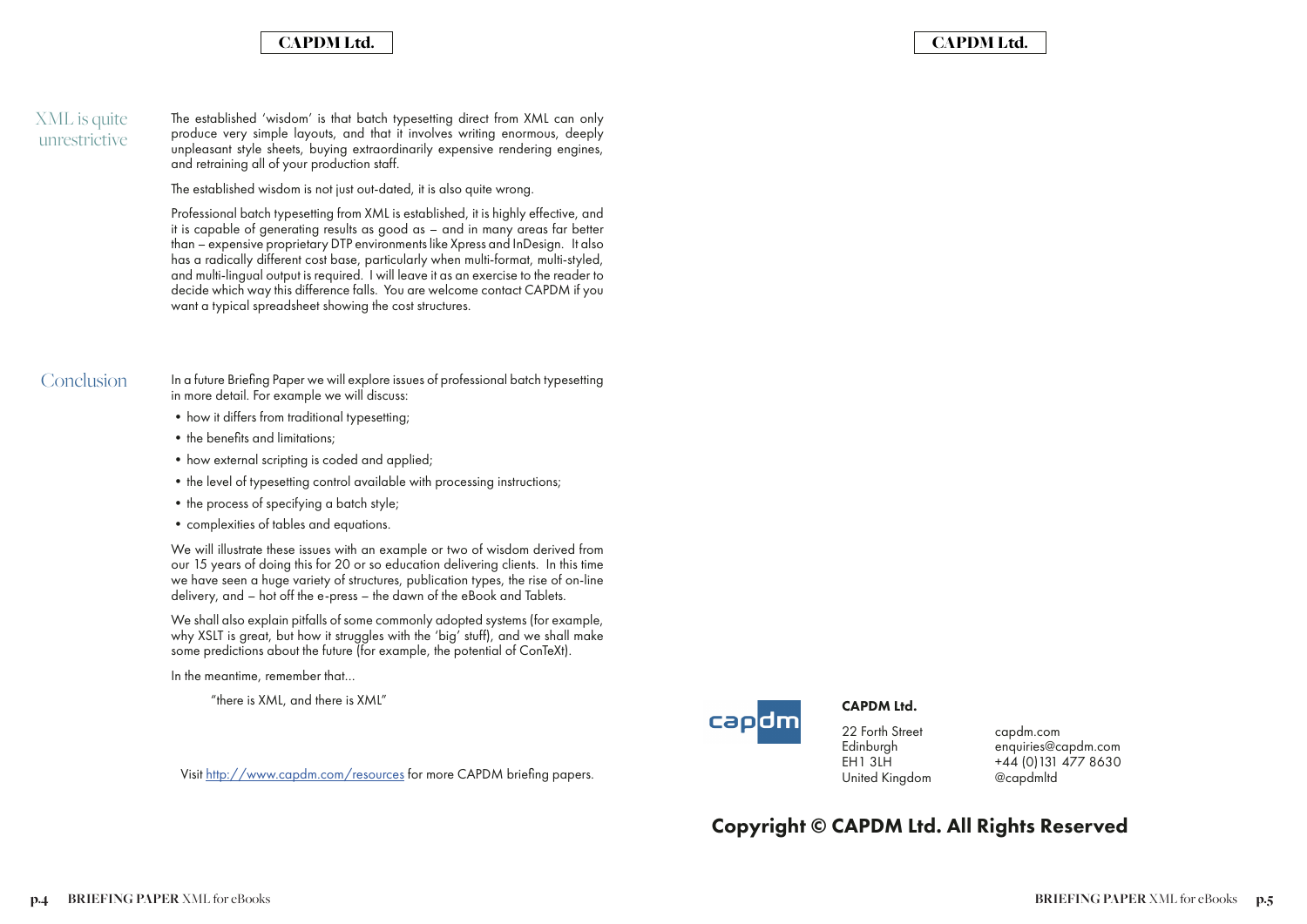## XML is quite unrestrictive

The established 'wisdom' is that batch typesetting direct from XML can only produce very simple layouts, and that it involves writing enormous, deeply unpleasant style sheets, buying extraordinarily expensive rendering engines, and retraining all of your production staff.

The established wisdom is not just out-dated, it is also quite wrong.

Professional batch typesetting from XML is established, it is highly effective, and it is capable of generating results as good as – and in many areas far better than – expensive proprietary DTP environments like Xpress and InDesign. It also has a radically different cost base, particularly when multi-format, multi-styled, and multi-lingual output is required. I will leave it as an exercise to the reader to decide which way this difference falls. You are welcome contact CAPDM if you want a typical spreadsheet showing the cost structures.

## Conclusion

In a future Briefing Paper we will explore issues of professional batch typesetting in more detail. For example we will discuss:

- how it differs from traditional typesetting;
- the benefits and limitations;
- how external scripting is coded and applied;
- the level of typesetting control available with processing instructions;
- the process of specifying a batch style;
- complexities of tables and equations.

We will illustrate these issues with an example or two of wisdom derived from our 15 years of doing this for 20 or so education delivering clients. In this time we have seen a huge variety of structures, publication types, the rise of on-line delivery, and – hot off the e-press – the dawn of the eBook and Tablets.

We shall also explain pitfalls of some commonly adopted systems (for example, why XSLT is great, but how it struggles with the 'big' stuff), and we shall make some predictions about the future (for example, the potential of ConTeXt).

In the meantime, remember that...

> "there is XML, and there is XML"

Visit http://www.capdm.com/resources for more CAPDM briefing papers.

**CAPDM Ltd.**

22 Forth Street
Edinburgh
EH1 3LH
United Kingdom

capdm.com
enquiries@capdm.com
+44 (0)131 477 8630
@capdmltd

**Copyright © CAPDM Ltd. All Rights Reserved**